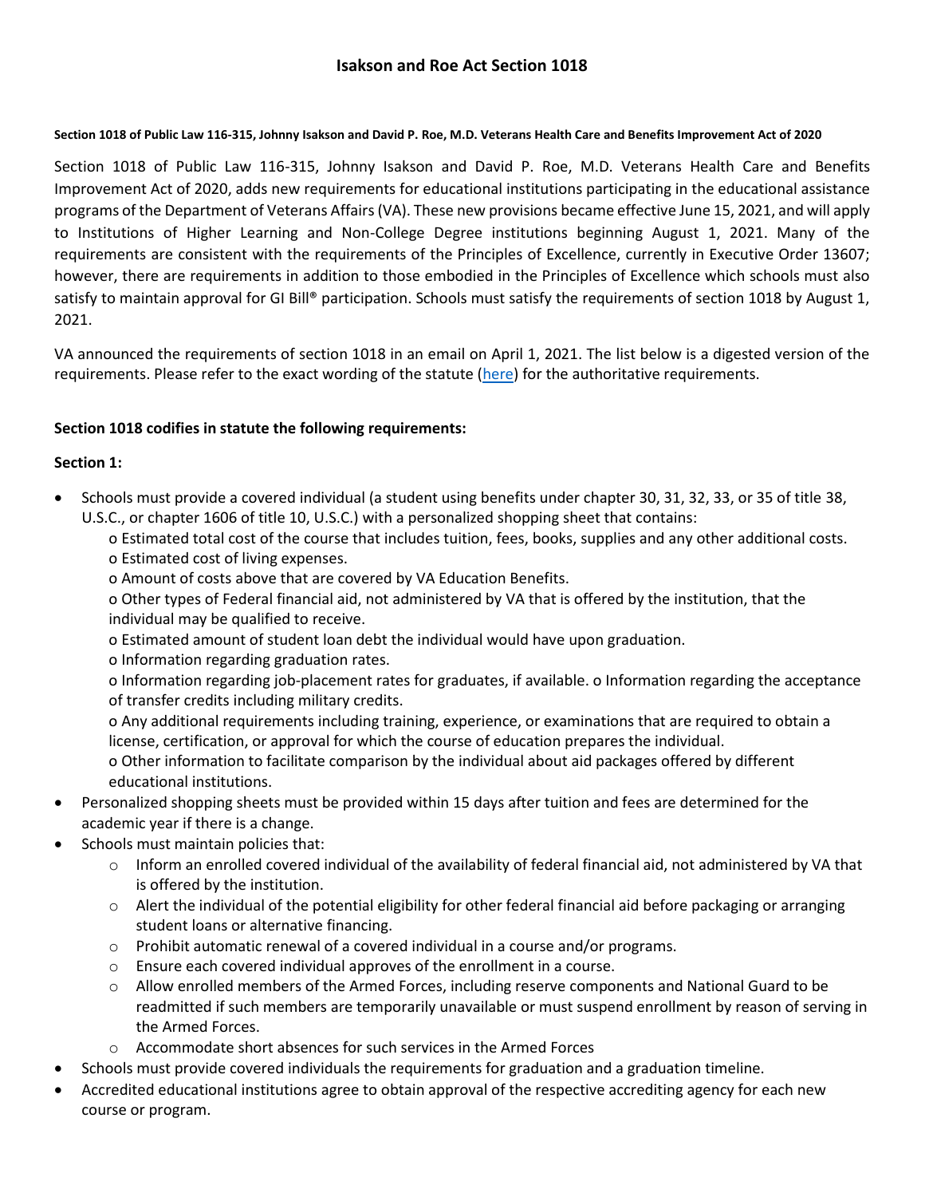# Isakson and Roe Act Section 1018

**Section 1018 of Public Law 116-315, Johnny Isakson and David P. Roe, M.D. Veterans Health Care and Benefits Improvement Act of 2020**

Section 1018 of Public Law 116-315, Johnny Isakson and David P. Roe, M.D. Veterans Health Care and Benefits Improvement Act of 2020, adds new requirements for educational institutions participating in the educational assistance programs of the Department of Veterans Affairs (VA). These new provisions became effective June 15, 2021, and will apply to Institutions of Higher Learning and Non-College Degree institutions beginning August 1, 2021. Many of the requirements are consistent with the requirements of the Principles of Excellence, currently in Executive Order 13607; however, there are requirements in addition to those embodied in the Principles of Excellence which schools must also satisfy to maintain approval for GI Bill® participation. Schools must satisfy the requirements of section 1018 by August 1, 2021.

VA announced the requirements of section 1018 in an email on April 1, 2021. The list below is a digested version of the requirements. Please refer to the exact wording of the statute (here) for the authoritative requirements.

**Section 1018 codifies in statute the following requirements:**

**Section 1:**

- Schools must provide a covered individual (a student using benefits under chapter 30, 31, 32, 33, or 35 of title 38, U.S.C., or chapter 1606 of title 10, U.S.C.) with a personalized shopping sheet that contains:
  - Estimated total cost of the course that includes tuition, fees, books, supplies and any other additional costs.
  - Estimated cost of living expenses.
  - Amount of costs above that are covered by VA Education Benefits.
  - Other types of Federal financial aid, not administered by VA that is offered by the institution, that the individual may be qualified to receive.
  - Estimated amount of student loan debt the individual would have upon graduation.
  - Information regarding graduation rates.
  - Information regarding job-placement rates for graduates, if available.
  - Information regarding the acceptance of transfer credits including military credits.
  - Any additional requirements including training, experience, or examinations that are required to obtain a license, certification, or approval for which the course of education prepares the individual.
  - Other information to facilitate comparison by the individual about aid packages offered by different educational institutions.
- Personalized shopping sheets must be provided within 15 days after tuition and fees are determined for the academic year if there is a change.
- Schools must maintain policies that:
  - Inform an enrolled covered individual of the availability of federal financial aid, not administered by VA that is offered by the institution.
  - Alert the individual of the potential eligibility for other federal financial aid before packaging or arranging student loans or alternative financing.
  - Prohibit automatic renewal of a covered individual in a course and/or programs.
  - Ensure each covered individual approves of the enrollment in a course.
  - Allow enrolled members of the Armed Forces, including reserve components and National Guard to be readmitted if such members are temporarily unavailable or must suspend enrollment by reason of serving in the Armed Forces.
  - Accommodate short absences for such services in the Armed Forces
- Schools must provide covered individuals the requirements for graduation and a graduation timeline.
- Accredited educational institutions agree to obtain approval of the respective accrediting agency for each new course or program.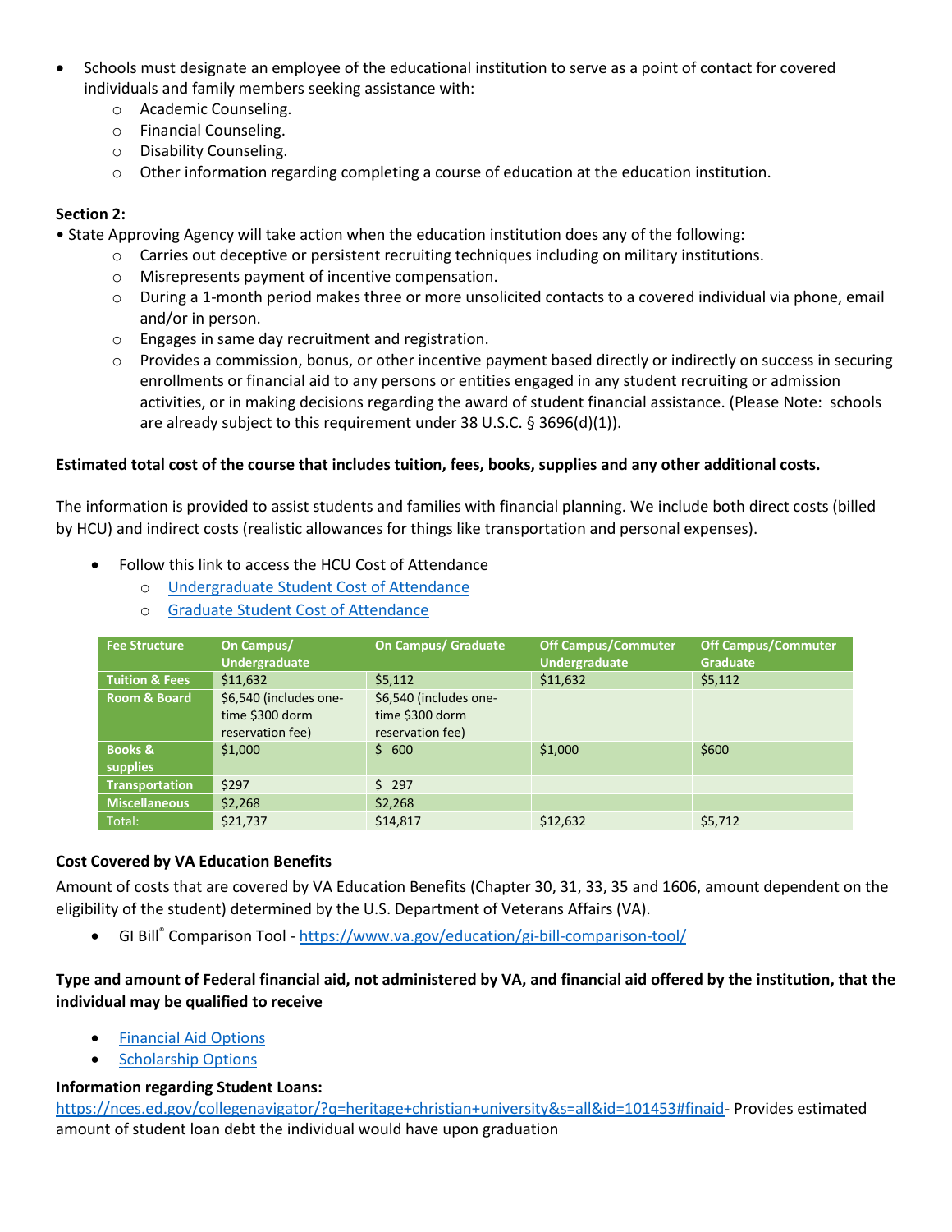- Schools must designate an employee of the educational institution to serve as a point of contact for covered individuals and family members seeking assistance with:
  - Academic Counseling.
  - Financial Counseling.
  - Disability Counseling.
  - Other information regarding completing a course of education at the education institution.

**Section 2:**

• State Approving Agency will take action when the education institution does any of the following:
  - Carries out deceptive or persistent recruiting techniques including on military institutions.
  - Misrepresents payment of incentive compensation.
  - During a 1-month period makes three or more unsolicited contacts to a covered individual via phone, email and/or in person.
  - Engages in same day recruitment and registration.
  - Provides a commission, bonus, or other incentive payment based directly or indirectly on success in securing enrollments or financial aid to any persons or entities engaged in any student recruiting or admission activities, or in making decisions regarding the award of student financial assistance. (Please Note: schools are already subject to this requirement under 38 U.S.C. § 3696(d)(1)).

**Estimated total cost of the course that includes tuition, fees, books, supplies and any other additional costs.**

The information is provided to assist students and families with financial planning. We include both direct costs (billed by HCU) and indirect costs (realistic allowances for things like transportation and personal expenses).

- Follow this link to access the HCU Cost of Attendance
  - [Undergraduate Student Cost of Attendance]
  - [Graduate Student Cost of Attendance]

| Fee Structure | On Campus/ Undergraduate | On Campus/ Graduate | Off Campus/Commuter Undergraduate | Off Campus/Commuter Graduate |
|---|---|---|---|---|
| Tuition & Fees | $11,632 | $5,112 | $11,632 | $5,112 |
| Room & Board | $6,540 (includes one-time $300 dorm reservation fee) | $6,540 (includes one-time $300 dorm reservation fee) | | |
| Books & supplies | $1,000 | $ 600 | $1,000 | $600 |
| Transportation | $297 | $ 297 | | |
| Miscellaneous | $2,268 | $2,268 | | |
| Total: | $21,737 | $14,817 | $12,632 | $5,712 |

**Cost Covered by VA Education Benefits**

Amount of costs that are covered by VA Education Benefits (Chapter 30, 31, 33, 35 and 1606, amount dependent on the eligibility of the student) determined by the U.S. Department of Veterans Affairs (VA).

- GI Bill® Comparison Tool - https://www.va.gov/education/gi-bill-comparison-tool/

**Type and amount of Federal financial aid, not administered by VA, and financial aid offered by the institution, that the individual may be qualified to receive**

- Financial Aid Options
- Scholarship Options

**Information regarding Student Loans:**

https://nces.ed.gov/collegenavigator/?q=heritage+christian+university&s=all&id=101453#finaid- Provides estimated amount of student loan debt the individual would have upon graduation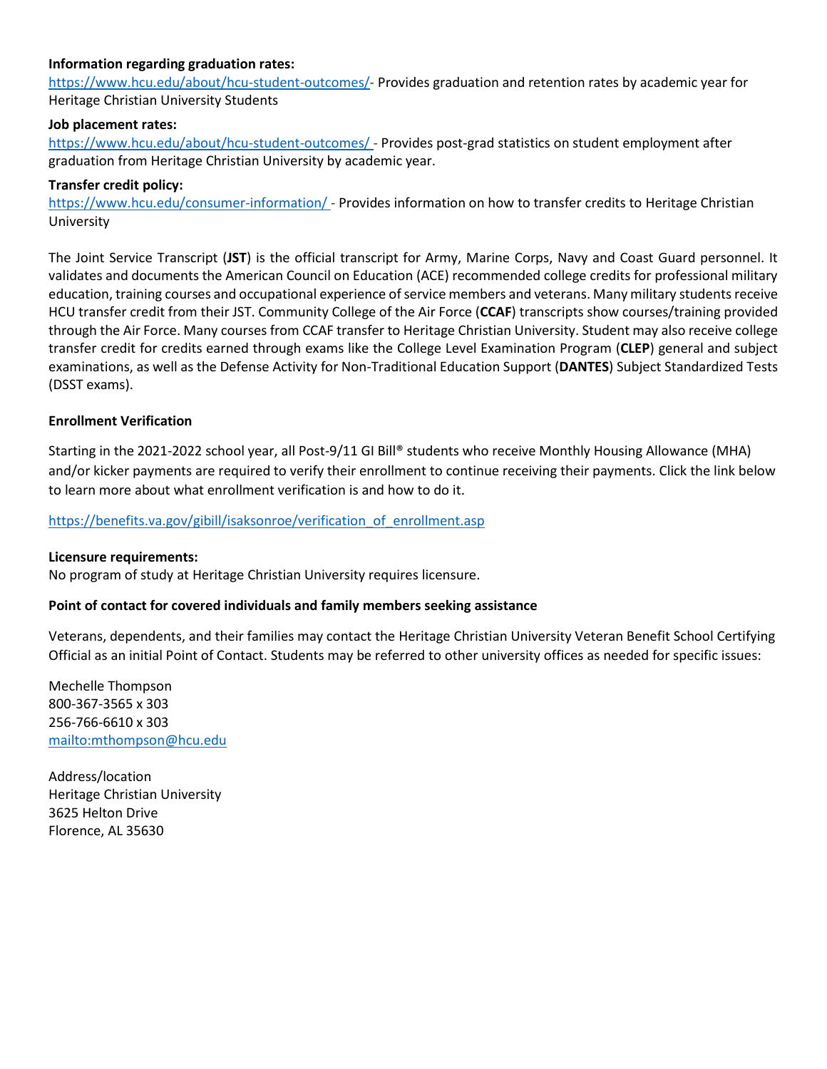**Information regarding graduation rates:**
https://www.hcu.edu/about/hcu-student-outcomes/- Provides graduation and retention rates by academic year for Heritage Christian University Students

**Job placement rates:**
https://www.hcu.edu/about/hcu-student-outcomes/ - Provides post-grad statistics on student employment after graduation from Heritage Christian University by academic year.

**Transfer credit policy:**
https://www.hcu.edu/consumer-information/ - Provides information on how to transfer credits to Heritage Christian University

The Joint Service Transcript (**JST**) is the official transcript for Army, Marine Corps, Navy and Coast Guard personnel. It validates and documents the American Council on Education (ACE) recommended college credits for professional military education, training courses and occupational experience of service members and veterans. Many military students receive HCU transfer credit from their JST. Community College of the Air Force (**CCAF**) transcripts show courses/training provided through the Air Force. Many courses from CCAF transfer to Heritage Christian University. Student may also receive college transfer credit for credits earned through exams like the College Level Examination Program (**CLEP**) general and subject examinations, as well as the Defense Activity for Non-Traditional Education Support (**DANTES**) Subject Standardized Tests (DSST exams).

**Enrollment Verification**

Starting in the 2021-2022 school year, all Post-9/11 GI Bill® students who receive Monthly Housing Allowance (MHA) and/or kicker payments are required to verify their enrollment to continue receiving their payments. Click the link below to learn more about what enrollment verification is and how to do it.

https://benefits.va.gov/gibill/isaksonroe/verification_of_enrollment.asp

**Licensure requirements:**
No program of study at Heritage Christian University requires licensure.

**Point of contact for covered individuals and family members seeking assistance**

Veterans, dependents, and their families may contact the Heritage Christian University Veteran Benefit School Certifying Official as an initial Point of Contact. Students may be referred to other university offices as needed for specific issues:

Mechelle Thompson
800-367-3565 x 303
256-766-6610 x 303
mailto:mthompson@hcu.edu

Address/location
Heritage Christian University
3625 Helton Drive
Florence, AL 35630